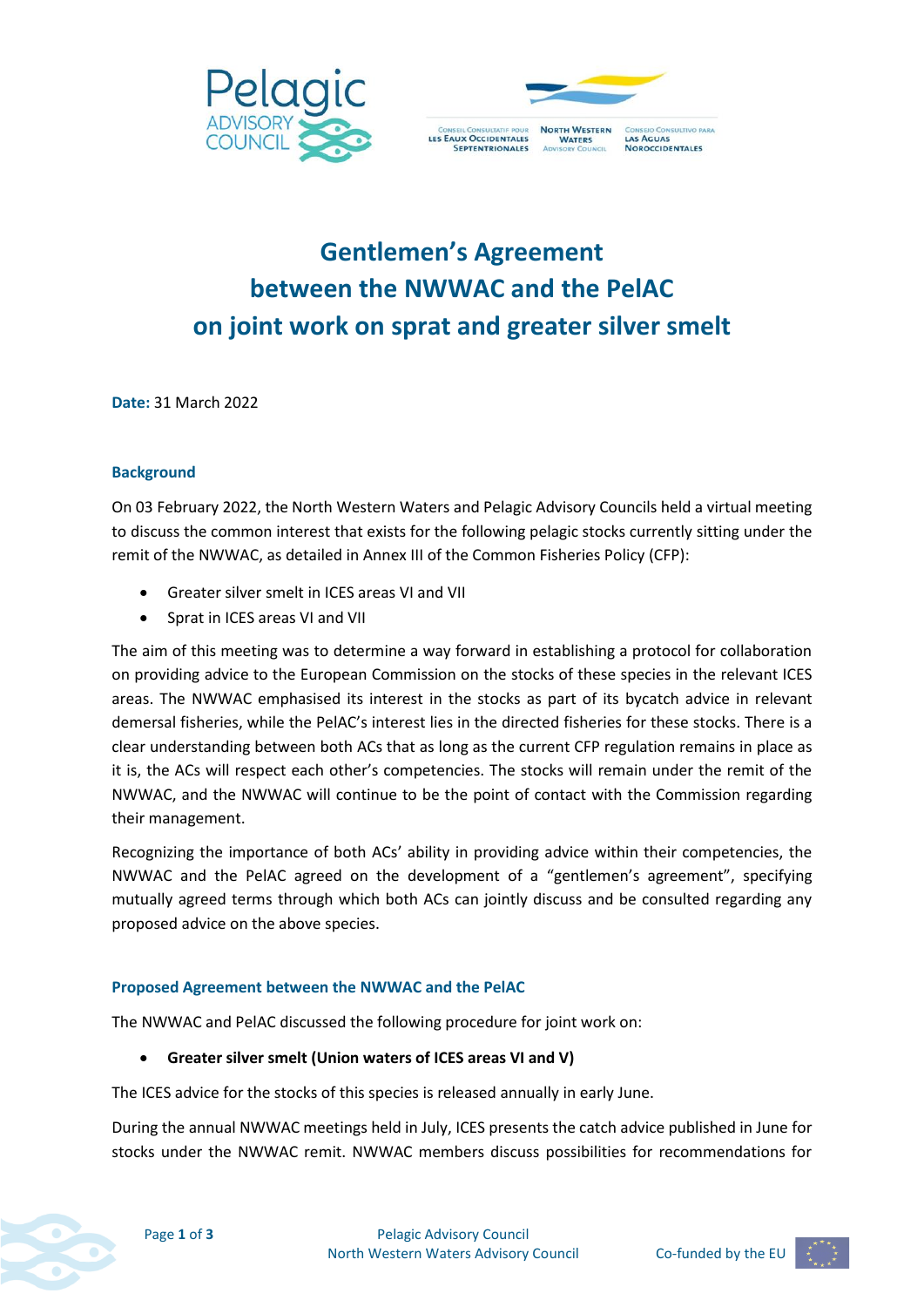# Gentlemen's Agreement between the NWWAC and the PelAC on joint work on sprat and greater silver smelt

**Date:** 31 March 2022

### Background

On 03 February 2022, the North Western Waters and Pelagic Advisory Councils held a virtual meeting to discuss the common interest that exists for the following pelagic stocks currently sitting under the remit of the NWWAC, as detailed in Annex III of the Common Fisheries Policy (CFP):

- Greater silver smelt in ICES areas VI and VII
- Sprat in ICES areas VI and VII

The aim of this meeting was to determine a way forward in establishing a protocol for collaboration on providing advice to the European Commission on the stocks of these species in the relevant ICES areas. The NWWAC emphasised its interest in the stocks as part of its bycatch advice in relevant demersal fisheries, while the PelAC's interest lies in the directed fisheries for these stocks. There is a clear understanding between both ACs that as long as the current CFP regulation remains in place as it is, the ACs will respect each other's competencies. The stocks will remain under the remit of the NWWAC, and the NWWAC will continue to be the point of contact with the Commission regarding their management.

Recognizing the importance of both ACs' ability in providing advice within their competencies, the NWWAC and the PelAC agreed on the development of a "gentlemen's agreement", specifying mutually agreed terms through which both ACs can jointly discuss and be consulted regarding any proposed advice on the above species.

### Proposed Agreement between the NWWAC and the PelAC

The NWWAC and PelAC discussed the following procedure for joint work on:

- **Greater silver smelt (Union waters of ICES areas VI and V)**

The ICES advice for the stocks of this species is released annually in early June.

During the annual NWWAC meetings held in July, ICES presents the catch advice published in June for stocks under the NWWAC remit. NWWAC members discuss possibilities for recommendations for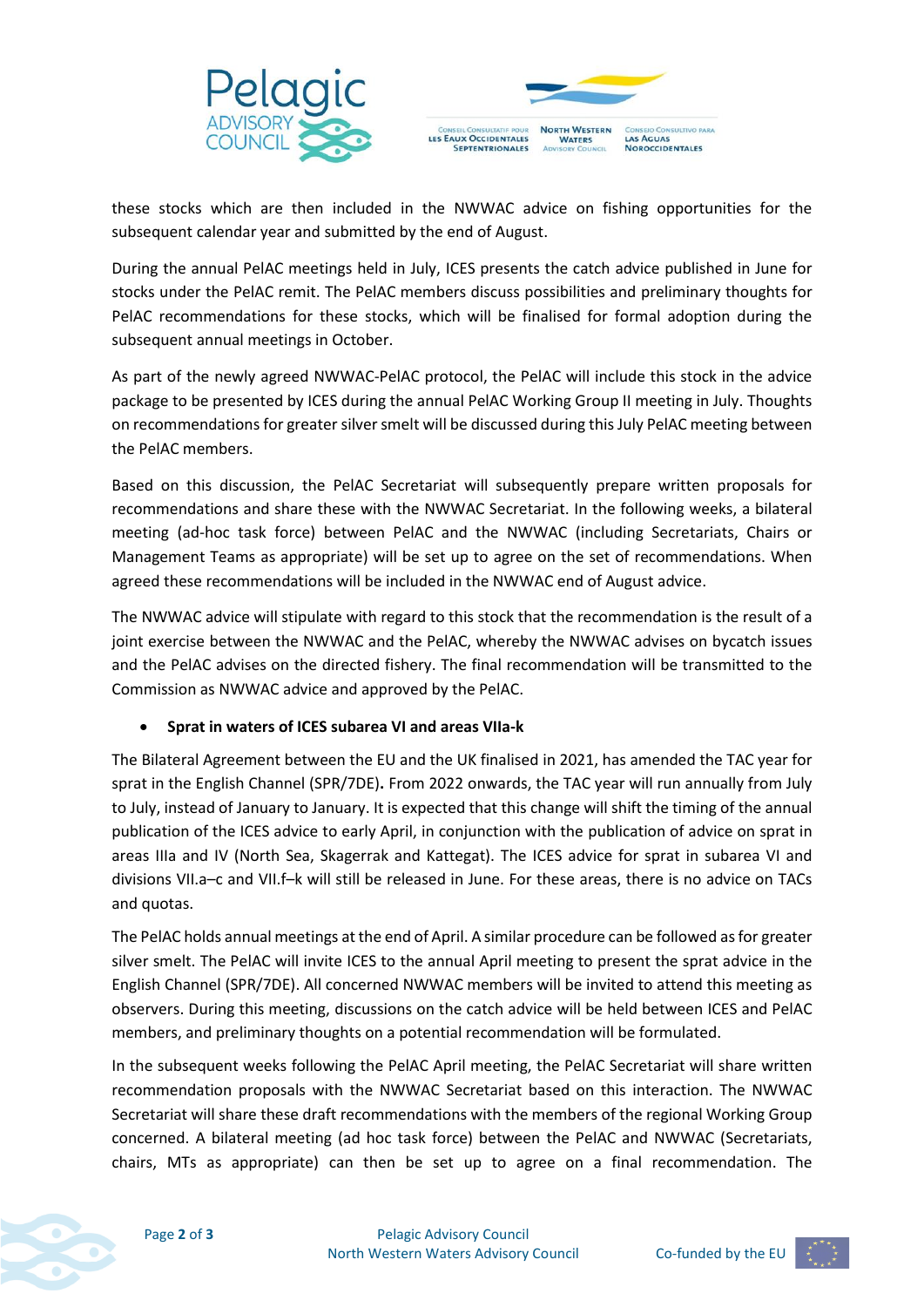these stocks which are then included in the NWWAC advice on fishing opportunities for the subsequent calendar year and submitted by the end of August.

During the annual PelAC meetings held in July, ICES presents the catch advice published in June for stocks under the PelAC remit. The PelAC members discuss possibilities and preliminary thoughts for PelAC recommendations for these stocks, which will be finalised for formal adoption during the subsequent annual meetings in October.

As part of the newly agreed NWWAC-PelAC protocol, the PelAC will include this stock in the advice package to be presented by ICES during the annual PelAC Working Group II meeting in July. Thoughts on recommendations for greater silver smelt will be discussed during this July PelAC meeting between the PelAC members.

Based on this discussion, the PelAC Secretariat will subsequently prepare written proposals for recommendations and share these with the NWWAC Secretariat. In the following weeks, a bilateral meeting (ad-hoc task force) between PelAC and the NWWAC (including Secretariats, Chairs or Management Teams as appropriate) will be set up to agree on the set of recommendations. When agreed these recommendations will be included in the NWWAC end of August advice.

The NWWAC advice will stipulate with regard to this stock that the recommendation is the result of a joint exercise between the NWWAC and the PelAC, whereby the NWWAC advises on bycatch issues and the PelAC advises on the directed fishery. The final recommendation will be transmitted to the Commission as NWWAC advice and approved by the PelAC.

- **Sprat in waters of ICES subarea VI and areas VIIa-k**

The Bilateral Agreement between the EU and the UK finalised in 2021, has amended the TAC year for sprat in the English Channel (SPR/7DE)**.** From 2022 onwards, the TAC year will run annually from July to July, instead of January to January. It is expected that this change will shift the timing of the annual publication of the ICES advice to early April, in conjunction with the publication of advice on sprat in areas IIIa and IV (North Sea, Skagerrak and Kattegat). The ICES advice for sprat in subarea VI and divisions VII.a–c and VII.f–k will still be released in June. For these areas, there is no advice on TACs and quotas.

The PelAC holds annual meetings at the end of April. A similar procedure can be followed as for greater silver smelt. The PelAC will invite ICES to the annual April meeting to present the sprat advice in the English Channel (SPR/7DE). All concerned NWWAC members will be invited to attend this meeting as observers. During this meeting, discussions on the catch advice will be held between ICES and PelAC members, and preliminary thoughts on a potential recommendation will be formulated.

In the subsequent weeks following the PelAC April meeting, the PelAC Secretariat will share written recommendation proposals with the NWWAC Secretariat based on this interaction. The NWWAC Secretariat will share these draft recommendations with the members of the regional Working Group concerned. A bilateral meeting (ad hoc task force) between the PelAC and NWWAC (Secretariats, chairs, MTs as appropriate) can then be set up to agree on a final recommendation. The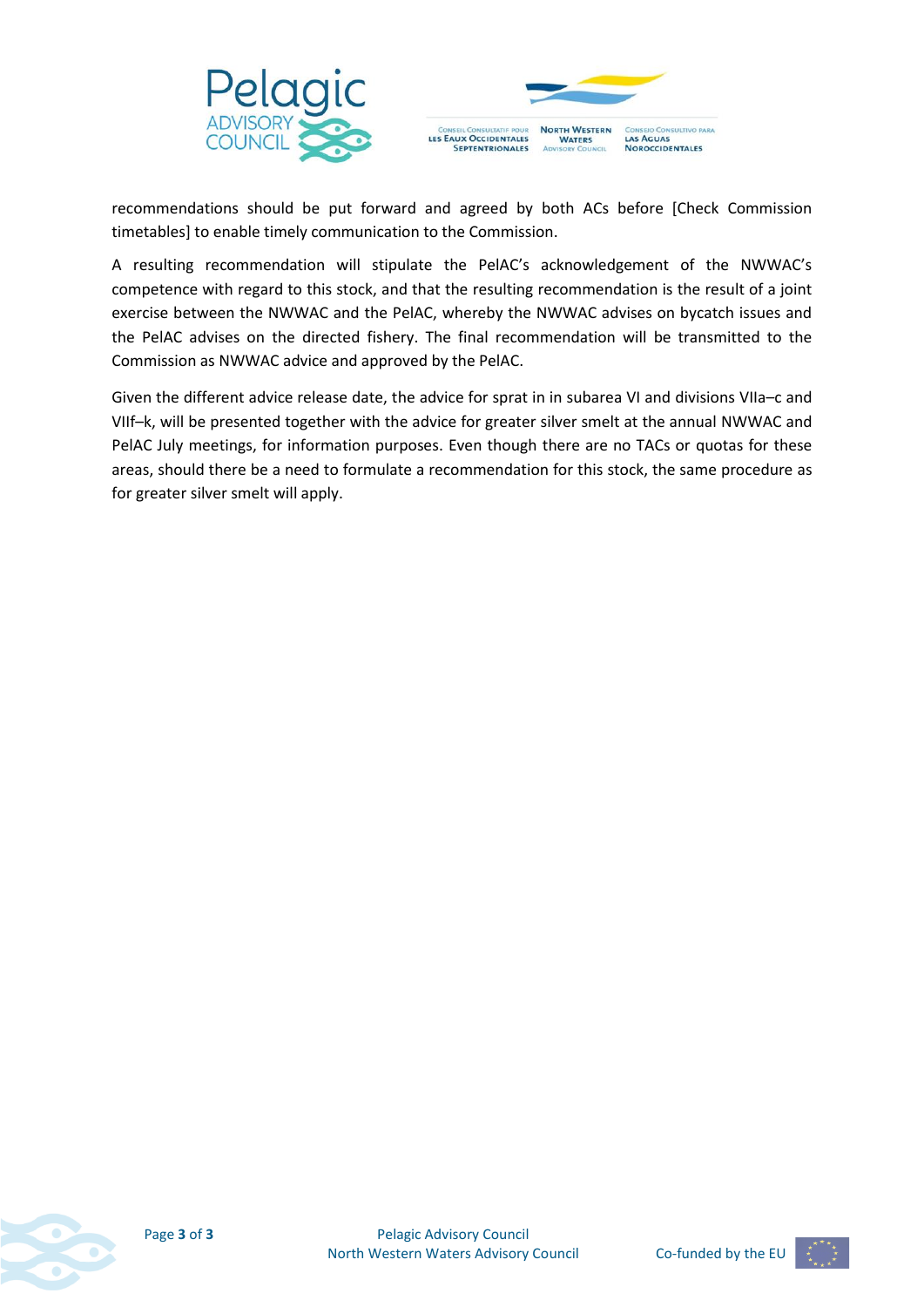recommendations should be put forward and agreed by both ACs before [Check Commission timetables] to enable timely communication to the Commission.

A resulting recommendation will stipulate the PelAC's acknowledgement of the NWWAC's competence with regard to this stock, and that the resulting recommendation is the result of a joint exercise between the NWWAC and the PelAC, whereby the NWWAC advises on bycatch issues and the PelAC advises on the directed fishery. The final recommendation will be transmitted to the Commission as NWWAC advice and approved by the PelAC.

Given the different advice release date, the advice for sprat in in subarea VI and divisions VIIa–c and VIIf–k, will be presented together with the advice for greater silver smelt at the annual NWWAC and PelAC July meetings, for information purposes. Even though there are no TACs or quotas for these areas, should there be a need to formulate a recommendation for this stock, the same procedure as for greater silver smelt will apply.